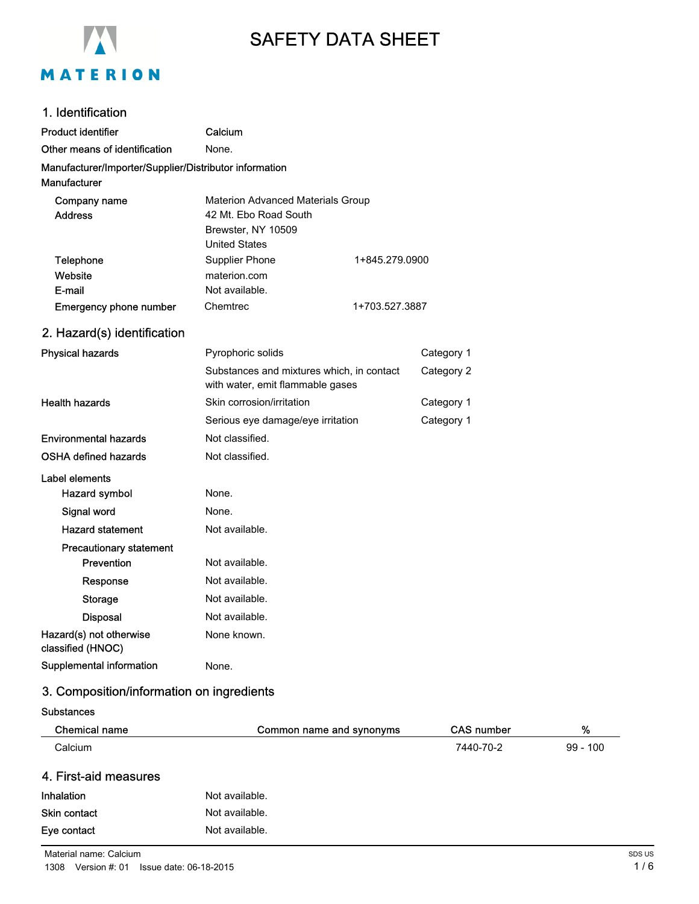MATERION

# SAFETY DATA SHEET

## 1. Identification

| | | |
|---|---|---|
| **Product identifier** | **Calcium** | |
| **Other means of identification** | None. | |

**Manufacturer/Importer/Supplier/Distributor information**

**Manufacturer**

| | | |
|---|---|---|
| **Company name** | Materion Advanced Materials Group | |
| **Address** | 42 Mt. Ebo Road South<br>Brewster, NY 10509<br>United States | |
| **Telephone** | Supplier Phone | 1+845.279.0900 |
| **Website** | materion.com | |
| **E-mail** | Not available. | |
| **Emergency phone number** | Chemtrec | 1+703.527.3887 |

## 2. Hazard(s) identification

| | | |
|---|---|---|
| **Physical hazards** | Pyrophoric solids | Category 1 |
| | Substances and mixtures which, in contact with water, emit flammable gases | Category 2 |
| **Health hazards** | Skin corrosion/irritation | Category 1 |
| | Serious eye damage/eye irritation | Category 1 |
| **Environmental hazards** | Not classified. | |
| **OSHA defined hazards** | Not classified. | |

**Label elements**

| | |
|---|---|
| **Hazard symbol** | None. |
| **Signal word** | None. |
| **Hazard statement** | Not available. |

**Precautionary statement**

| | |
|---|---|
| **Prevention** | Not available. |
| **Response** | Not available. |
| **Storage** | Not available. |
| **Disposal** | Not available. |

| | |
|---|---|
| **Hazard(s) not otherwise classified (HNOC)** | None known. |
| **Supplemental information** | None. |

## 3. Composition/information on ingredients

**Substances**

| Chemical name | Common name and synonyms | CAS number | % |
|---|---|---|---|
| Calcium | | 7440-70-2 | 99 - 100 |

## 4. First-aid measures

| | |
|---|---|
| **Inhalation** | Not available. |
| **Skin contact** | Not available. |
| **Eye contact** | Not available. |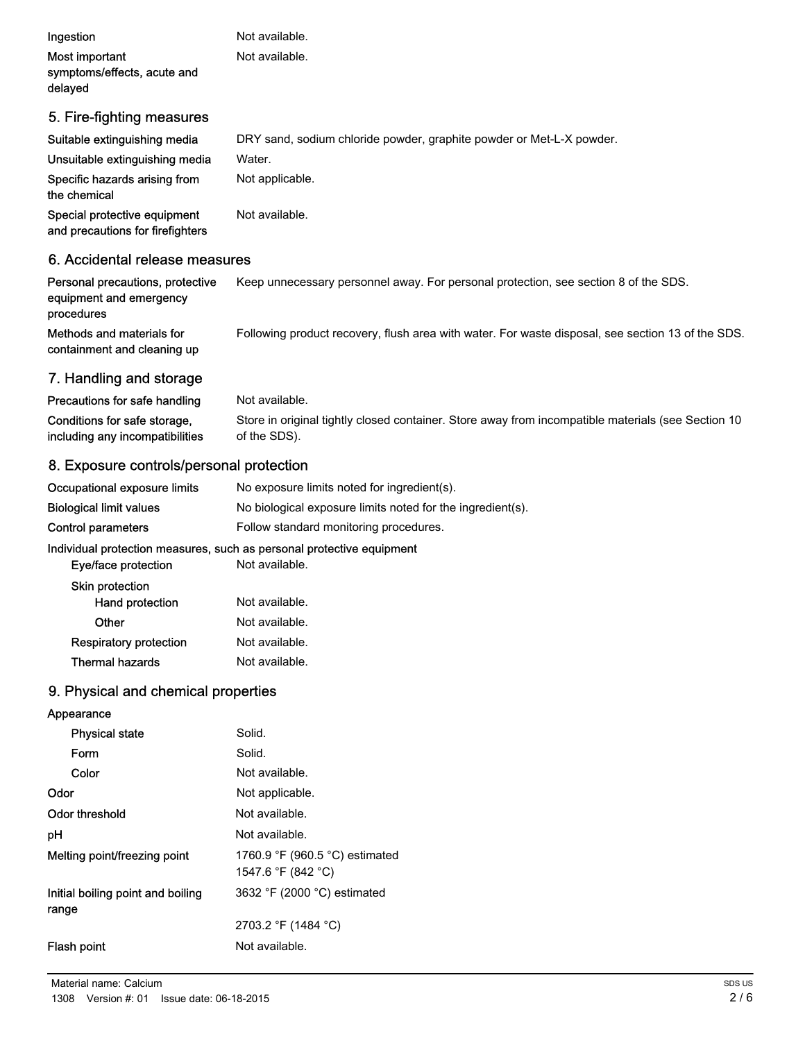| | |
|---|---|
| Ingestion | Not available. |
| Most important symptoms/effects, acute and delayed | Not available. |

## 5. Fire-fighting measures

| | |
|---|---|
| Suitable extinguishing media | DRY sand, sodium chloride powder, graphite powder or Met-L-X powder. |
| Unsuitable extinguishing media | Water. |
| Specific hazards arising from the chemical | Not applicable. |
| Special protective equipment and precautions for firefighters | Not available. |

## 6. Accidental release measures

| | |
|---|---|
| Personal precautions, protective equipment and emergency procedures | Keep unnecessary personnel away. For personal protection, see section 8 of the SDS. |
| Methods and materials for containment and cleaning up | Following product recovery, flush area with water. For waste disposal, see section 13 of the SDS. |

## 7. Handling and storage

| | |
|---|---|
| Precautions for safe handling | Not available. |
| Conditions for safe storage, including any incompatibilities | Store in original tightly closed container. Store away from incompatible materials (see Section 10 of the SDS). |

## 8. Exposure controls/personal protection

| | |
|---|---|
| Occupational exposure limits | No exposure limits noted for ingredient(s). |
| Biological limit values | No biological exposure limits noted for the ingredient(s). |
| Control parameters | Follow standard monitoring procedures. |

**Individual protection measures, such as personal protective equipment**

| | |
|---|---|
| Eye/face protection | Not available. |
| Skin protection | |
| Hand protection | Not available. |
| Other | Not available. |
| Respiratory protection | Not available. |
| Thermal hazards | Not available. |

## 9. Physical and chemical properties

| | |
|---|---|
| **Appearance** | |
| Physical state | Solid. |
| Form | Solid. |
| Color | Not available. |
| Odor | Not applicable. |
| Odor threshold | Not available. |
| pH | Not available. |
| Melting point/freezing point | 1760.9 °F (960.5 °C) estimated<br>1547.6 °F (842 °C) |
| Initial boiling point and boiling range | 3632 °F (2000 °C) estimated<br>2703.2 °F (1484 °C) |
| Flash point | Not available. |

Material name: Calcium
1308 Version #: 01 Issue date: 06-18-2015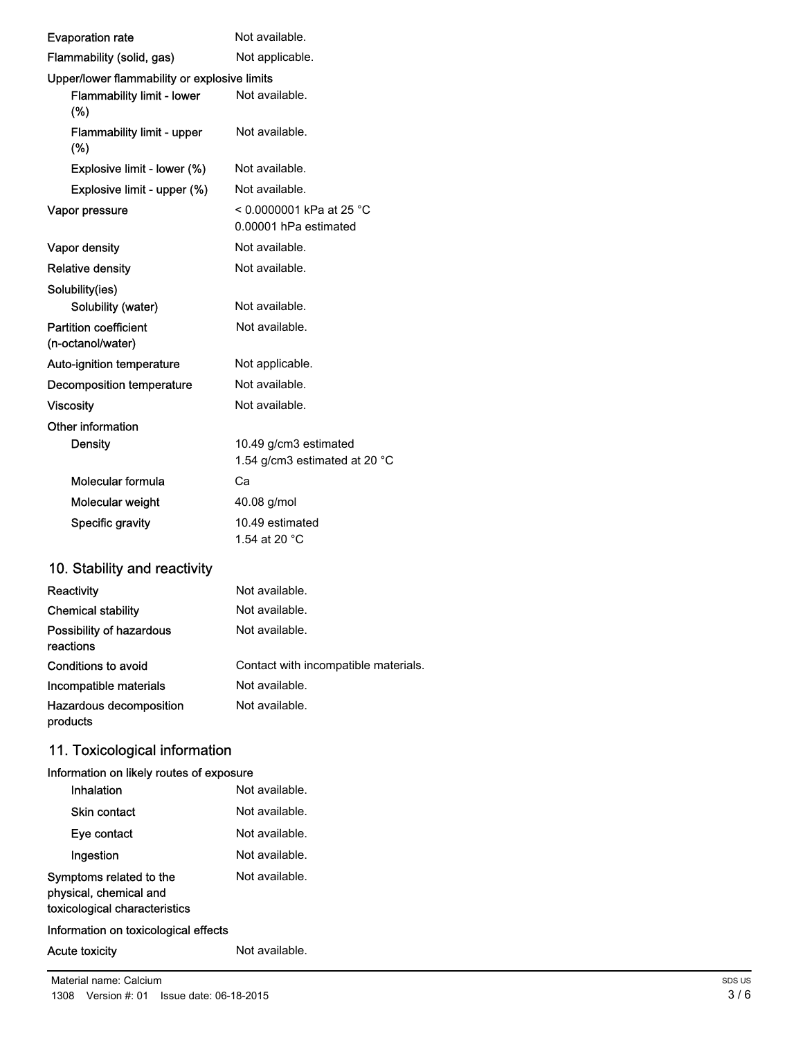| | |
|---|---|
| Evaporation rate | Not available. |
| Flammability (solid, gas) | Not applicable. |
| Upper/lower flammability or explosive limits | |
| Flammability limit - lower (%) | Not available. |
| Flammability limit - upper (%) | Not available. |
| Explosive limit - lower (%) | Not available. |
| Explosive limit - upper (%) | Not available. |
| Vapor pressure | < 0.0000001 kPa at 25 °C<br>0.00001 hPa estimated |
| Vapor density | Not available. |
| Relative density | Not available. |
| Solubility(ies) | |
| Solubility (water) | Not available. |
| Partition coefficient (n-octanol/water) | Not available. |
| Auto-ignition temperature | Not applicable. |
| Decomposition temperature | Not available. |
| Viscosity | Not available. |
| Other information | |
| Density | 10.49 g/cm3 estimated<br>1.54 g/cm3 estimated at 20 °C |
| Molecular formula | Ca |
| Molecular weight | 40.08 g/mol |
| Specific gravity | 10.49 estimated<br>1.54 at 20 °C |

## 10. Stability and reactivity

| | |
|---|---|
| Reactivity | Not available. |
| Chemical stability | Not available. |
| Possibility of hazardous reactions | Not available. |
| Conditions to avoid | Contact with incompatible materials. |
| Incompatible materials | Not available. |
| Hazardous decomposition products | Not available. |

## 11. Toxicological information

| | |
|---|---|
| Information on likely routes of exposure | |
| Inhalation | Not available. |
| Skin contact | Not available. |
| Eye contact | Not available. |
| Ingestion | Not available. |
| Symptoms related to the physical, chemical and toxicological characteristics | Not available. |
| Information on toxicological effects | |
| Acute toxicity | Not available. |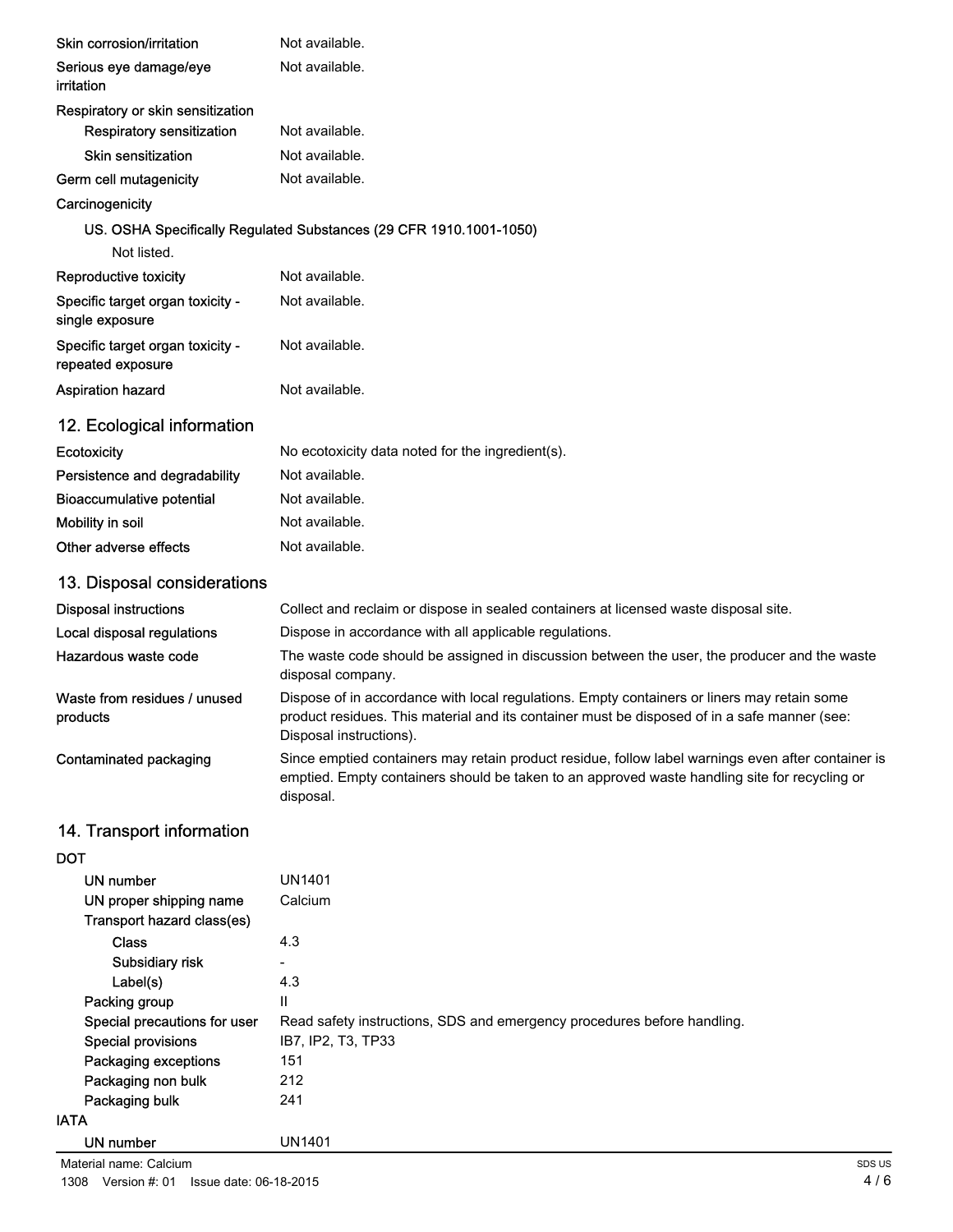| | |
|---|---|
| Skin corrosion/irritation | Not available. |
| Serious eye damage/eye irritation | Not available. |
| Respiratory or skin sensitization | |
| Respiratory sensitization | Not available. |
| Skin sensitization | Not available. |
| Germ cell mutagenicity | Not available. |
| Carcinogenicity | |

US. OSHA Specifically Regulated Substances (29 CFR 1910.1001-1050)

Not listed.

| | |
|---|---|
| Reproductive toxicity | Not available. |
| Specific target organ toxicity - single exposure | Not available. |
| Specific target organ toxicity - repeated exposure | Not available. |
| Aspiration hazard | Not available. |

## 12. Ecological information

| | |
|---|---|
| Ecotoxicity | No ecotoxicity data noted for the ingredient(s). |
| Persistence and degradability | Not available. |
| Bioaccumulative potential | Not available. |
| Mobility in soil | Not available. |
| Other adverse effects | Not available. |

## 13. Disposal considerations

| | |
|---|---|
| Disposal instructions | Collect and reclaim or dispose in sealed containers at licensed waste disposal site. |
| Local disposal regulations | Dispose in accordance with all applicable regulations. |
| Hazardous waste code | The waste code should be assigned in discussion between the user, the producer and the waste disposal company. |
| Waste from residues / unused products | Dispose of in accordance with local regulations. Empty containers or liners may retain some product residues. This material and its container must be disposed of in a safe manner (see: Disposal instructions). |
| Contaminated packaging | Since emptied containers may retain product residue, follow label warnings even after container is emptied. Empty containers should be taken to an approved waste handling site for recycling or disposal. |

## 14. Transport information

**DOT**

| | |
|---|---|
| UN number | UN1401 |
| UN proper shipping name | Calcium |
| Transport hazard class(es) | |
| Class | 4.3 |
| Subsidiary risk | - |
| Label(s) | 4.3 |
| Packing group | II |
| Special precautions for user | Read safety instructions, SDS and emergency procedures before handling. |
| Special provisions | IB7, IP2, T3, TP33 |
| Packaging exceptions | 151 |
| Packaging non bulk | 212 |
| Packaging bulk | 241 |

**IATA**

| | |
|---|---|
| UN number | UN1401 |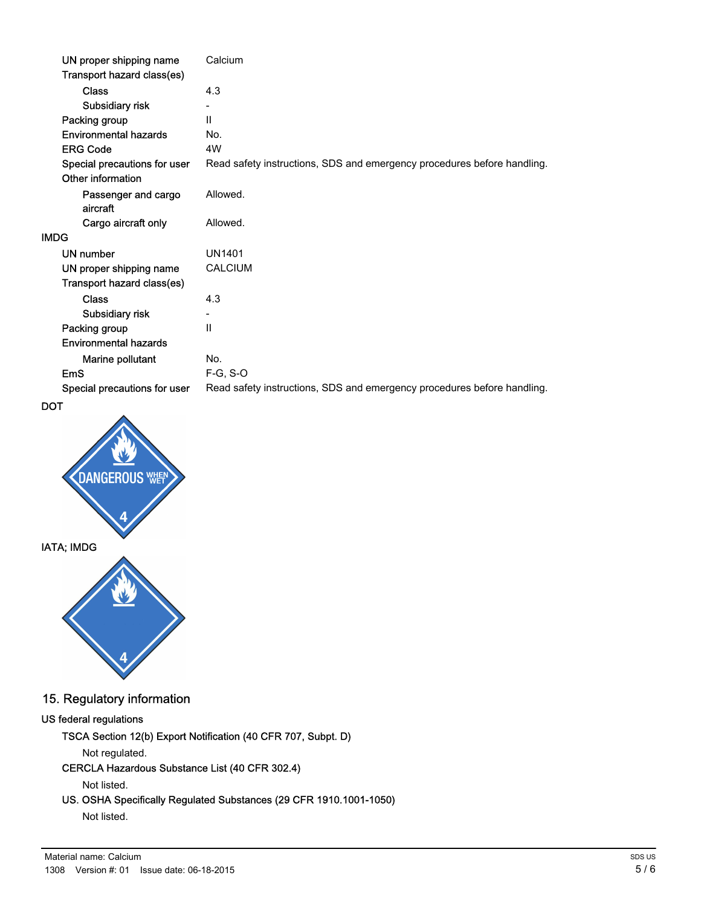| | |
|---|---|
| UN proper shipping name | Calcium |
| Transport hazard class(es) | |
| Class | 4.3 |
| Subsidiary risk | - |
| Packing group | II |
| Environmental hazards | No. |
| ERG Code | 4W |
| Special precautions for user | Read safety instructions, SDS and emergency procedures before handling. |
| Other information | |
| Passenger and cargo aircraft | Allowed. |
| Cargo aircraft only | Allowed. |

**IMDG**

| | |
|---|---|
| UN number | UN1401 |
| UN proper shipping name | CALCIUM |
| Transport hazard class(es) | |
| Class | 4.3 |
| Subsidiary risk | - |
| Packing group | II |
| Environmental hazards | |
| Marine pollutant | No. |
| EmS | F-G, S-O |
| Special precautions for user | Read safety instructions, SDS and emergency procedures before handling. |

**DOT**

**IATA; IMDG**

## 15. Regulatory information

**US federal regulations**

TSCA Section 12(b) Export Notification (40 CFR 707, Subpt. D)

Not regulated.

CERCLA Hazardous Substance List (40 CFR 302.4)

Not listed.

US. OSHA Specifically Regulated Substances (29 CFR 1910.1001-1050)

Not listed.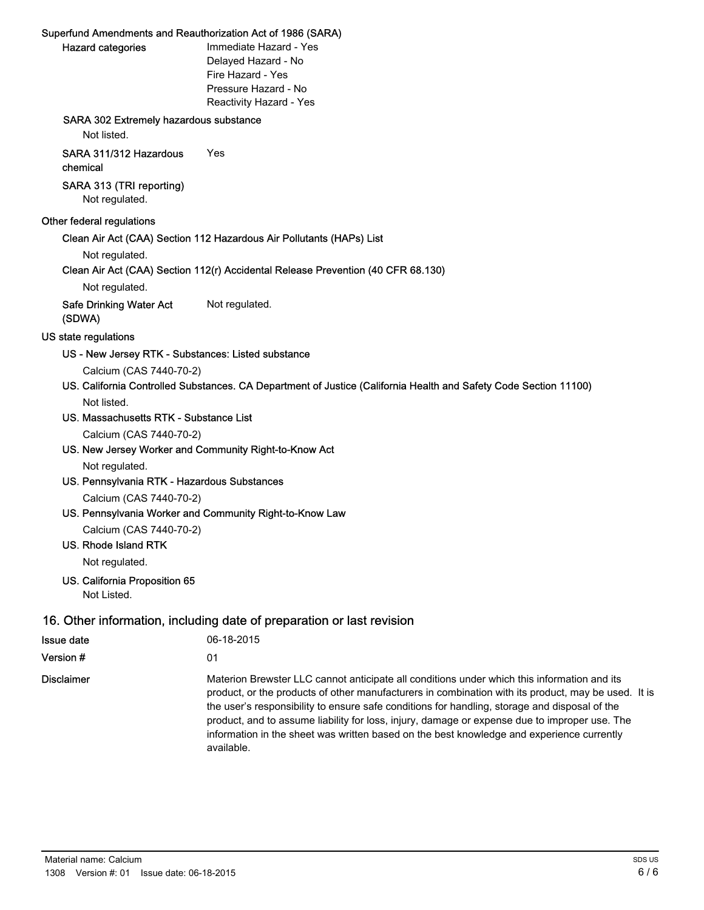**Superfund Amendments and Reauthorization Act of 1986 (SARA)**

**Hazard categories**

Immediate Hazard - Yes
Delayed Hazard - No
Fire Hazard - Yes
Pressure Hazard - No
Reactivity Hazard - Yes

**SARA 302 Extremely hazardous substance**

Not listed.

**SARA 311/312 Hazardous chemical** Yes

**SARA 313 (TRI reporting)**

Not regulated.

**Other federal regulations**

**Clean Air Act (CAA) Section 112 Hazardous Air Pollutants (HAPs) List**

Not regulated.

**Clean Air Act (CAA) Section 112(r) Accidental Release Prevention (40 CFR 68.130)**

Not regulated.

**Safe Drinking Water Act (SDWA)** Not regulated.

**US state regulations**

**US - New Jersey RTK - Substances: Listed substance**

Calcium (CAS 7440-70-2)

**US. California Controlled Substances. CA Department of Justice (California Health and Safety Code Section 11100)**

Not listed.

**US. Massachusetts RTK - Substance List**

Calcium (CAS 7440-70-2)

**US. New Jersey Worker and Community Right-to-Know Act**

Not regulated.

**US. Pennsylvania RTK - Hazardous Substances**

Calcium (CAS 7440-70-2)

**US. Pennsylvania Worker and Community Right-to-Know Law**

Calcium (CAS 7440-70-2)

**US. Rhode Island RTK**

Not regulated.

**US. California Proposition 65**

Not Listed.

## 16. Other information, including date of preparation or last revision

**Issue date** 06-18-2015

**Version #** 01

**Disclaimer** Materion Brewster LLC cannot anticipate all conditions under which this information and its product, or the products of other manufacturers in combination with its product, may be used. It is the user's responsibility to ensure safe conditions for handling, storage and disposal of the product, and to assume liability for loss, injury, damage or expense due to improper use. The information in the sheet was written based on the best knowledge and experience currently available.